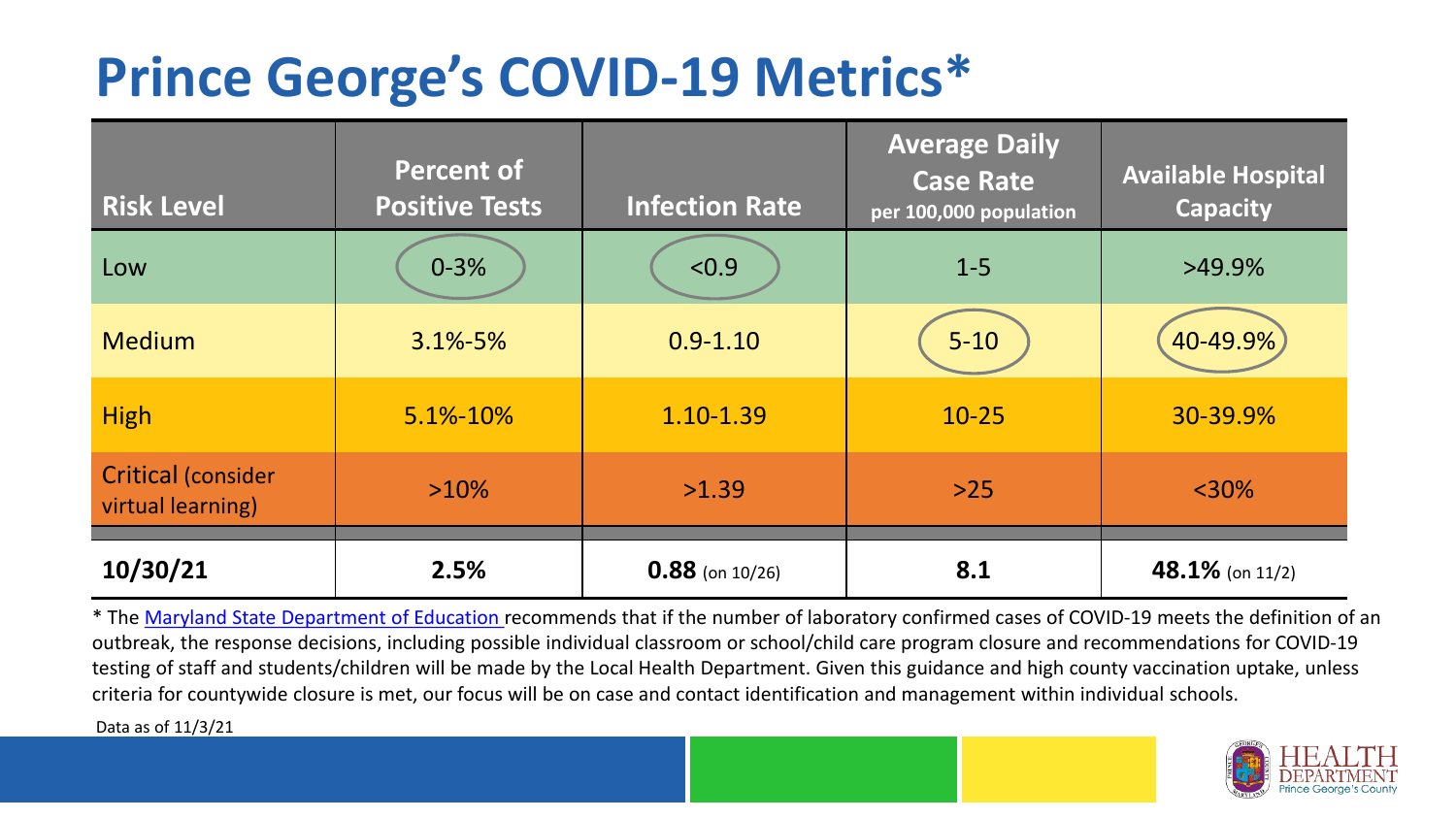# Prince George's COVID-19 Metrics*

| Risk Level | Percent of Positive Tests | Infection Rate | Average Daily Case Rate per 100,000 population | Available Hospital Capacity |
|---|---|---|---|---|
| Low | 0-3% | <0.9 | 1-5 | >49.9% |
| Medium | 3.1%-5% | 0.9-1.10 | 5-10 | 40-49.9% |
| High | 5.1%-10% | 1.10-1.39 | 10-25 | 30-39.9% |
| Critical (consider virtual learning) | >10% | >1.39 | >25 | <30% |
| **10/30/21** | **2.5%** | **0.88** (on 10/26) | **8.1** | **48.1%** (on 11/2) |

* The Maryland State Department of Education recommends that if the number of laboratory confirmed cases of COVID-19 meets the definition of an outbreak, the response decisions, including possible individual classroom or school/child care program closure and recommendations for COVID-19 testing of staff and students/children will be made by the Local Health Department. Given this guidance and high county vaccination uptake, unless criteria for countywide closure is met, our focus will be on case and contact identification and management within individual schools.

Data as of 11/3/21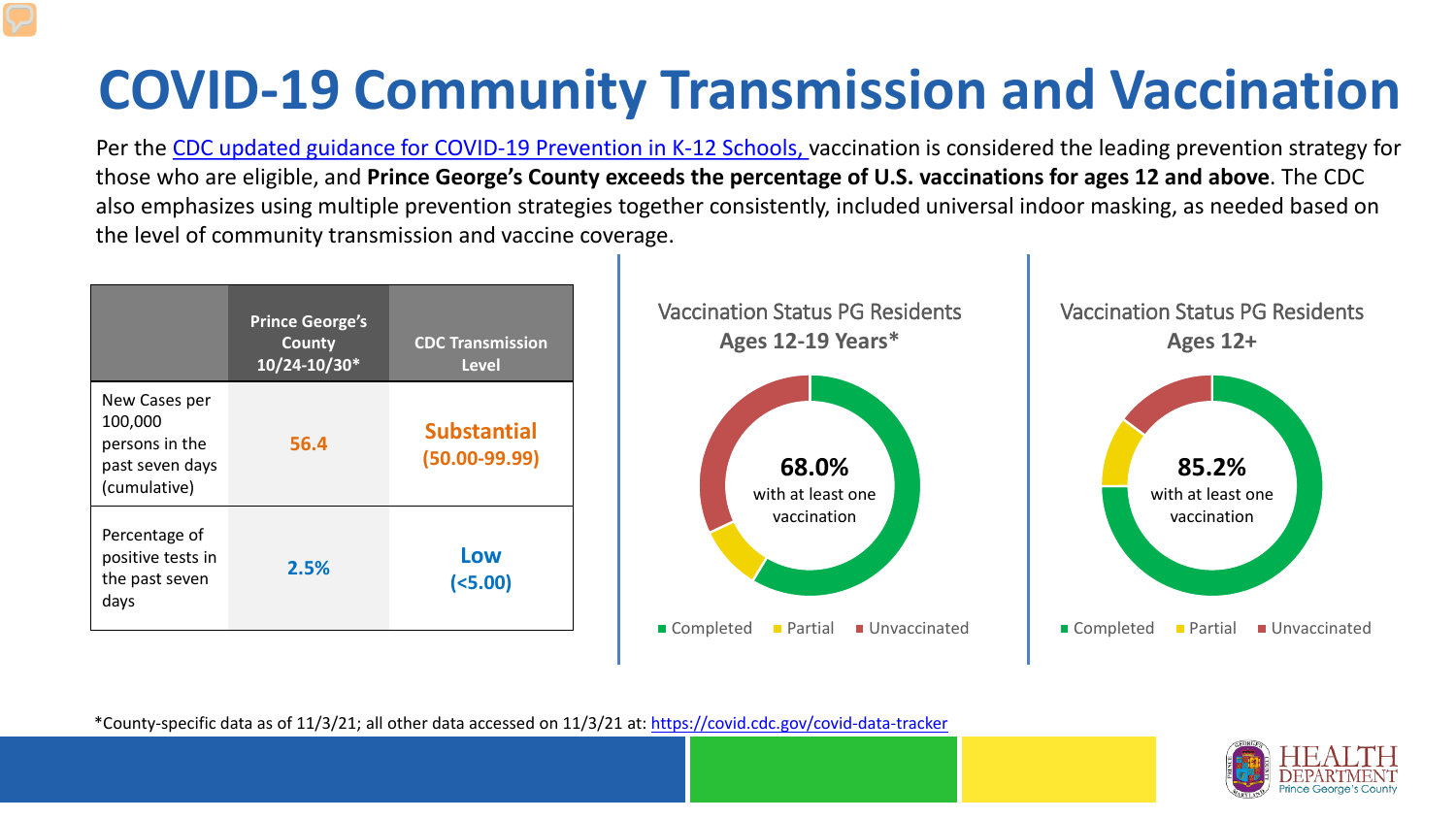# COVID-19 Community Transmission and Vaccination

Per the [CDC updated guidance for COVID-19 Prevention in K-12 Schools,](#) vaccination is considered the leading prevention strategy for those who are eligible, and **Prince George's County exceeds the percentage of U.S. vaccinations for ages 12 and above**. The CDC also emphasizes using multiple prevention strategies together consistently, included universal indoor masking, as needed based on the level of community transmission and vaccine coverage.

| | Prince George's County 10/24-10/30* | CDC Transmission Level |
|---|---|---|
| New Cases per 100,000 persons in the past seven days (cumulative) | 56.4 | Substantial (50.00-99.99) |
| Percentage of positive tests in the past seven days | 2.5% | Low (<5.00) |

Vaccination Status PG Residents
Ages 12-19 Years*

68.0% with at least one vaccination

Completed · Partial · Unvaccinated

Vaccination Status PG Residents
Ages 12+

85.2% with at least one vaccination

Completed · Partial · Unvaccinated

*County-specific data as of 11/3/21; all other data accessed on 11/3/21 at: https://covid.cdc.gov/covid-data-tracker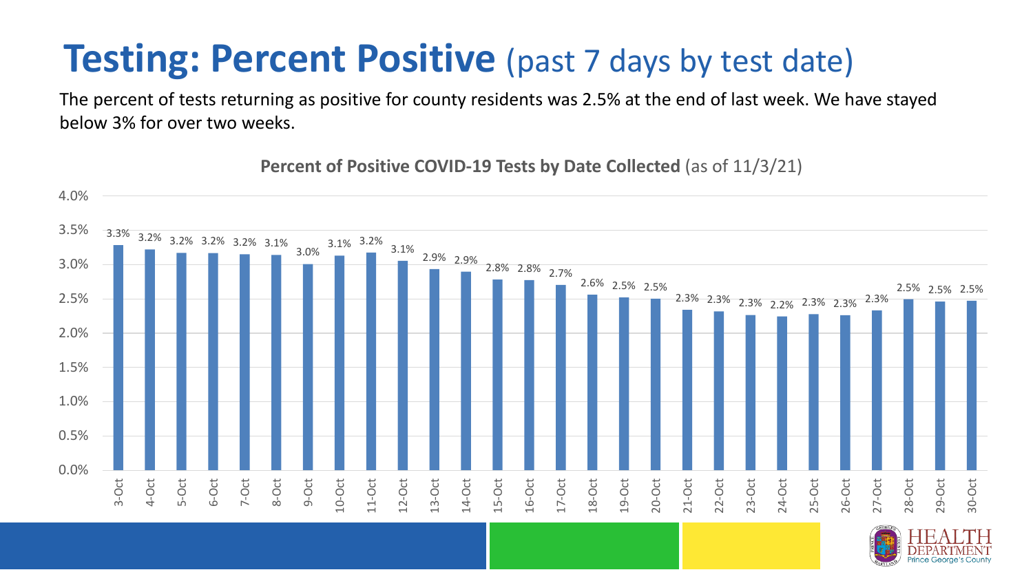# Testing: Percent Positive (past 7 days by test date)

The percent of tests returning as positive for county residents was 2.5% at the end of last week. We have stayed below 3% for over two weeks.

**Percent of Positive COVID-19 Tests by Date Collected** (as of 11/3/21)

| Date | Percent Positive |
|---|---|
| 3-Oct | 3.3% |
| 4-Oct | 3.2% |
| 5-Oct | 3.2% |
| 6-Oct | 3.2% |
| 7-Oct | 3.2% |
| 8-Oct | 3.1% |
| 9-Oct | 3.0% |
| 10-Oct | 3.1% |
| 11-Oct | 3.2% |
| 12-Oct | 3.1% |
| 13-Oct | 2.9% |
| 14-Oct | 2.9% |
| 15-Oct | 2.8% |
| 16-Oct | 2.8% |
| 17-Oct | 2.7% |
| 18-Oct | 2.6% |
| 19-Oct | 2.5% |
| 20-Oct | 2.5% |
| 21-Oct | 2.3% |
| 22-Oct | 2.3% |
| 23-Oct | 2.3% |
| 24-Oct | 2.2% |
| 25-Oct | 2.3% |
| 26-Oct | 2.3% |
| 27-Oct | 2.3% |
| 28-Oct | 2.5% |
| 29-Oct | 2.5% |
| 30-Oct | 2.5% |

HEALTH DEPARTMENT Prince George's County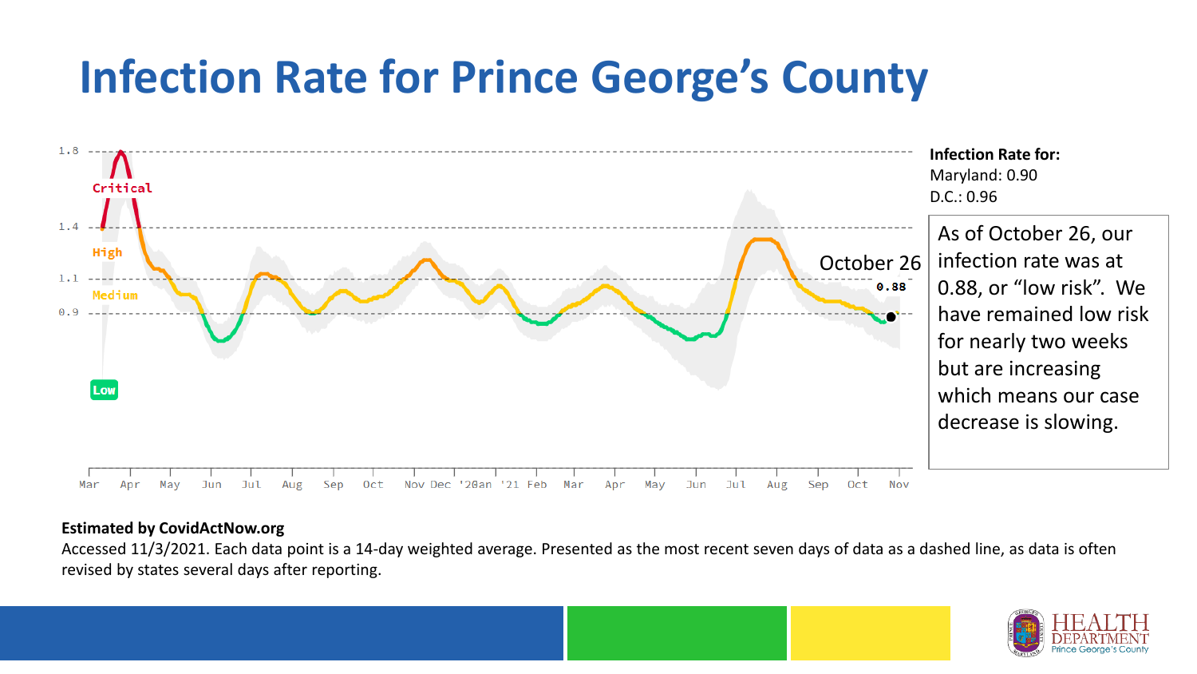# Infection Rate for Prince George's County

1.8
Critical
1.4
High
1.1
Medium
0.9
Low

Mar Apr May Jun Jul Aug Sep Oct Nov Dec '20an '21 Feb Mar Apr May Jun Jul Aug Sep Oct Nov

October 26
0.88

**Infection Rate for:**
Maryland: 0.90
D.C.: 0.96

As of October 26, our infection rate was at 0.88, or "low risk". We have remained low risk for nearly two weeks but are increasing which means our case decrease is slowing.

**Estimated by CovidActNow.org**

Accessed 11/3/2021. Each data point is a 14-day weighted average. Presented as the most recent seven days of data as a dashed line, as data is often revised by states several days after reporting.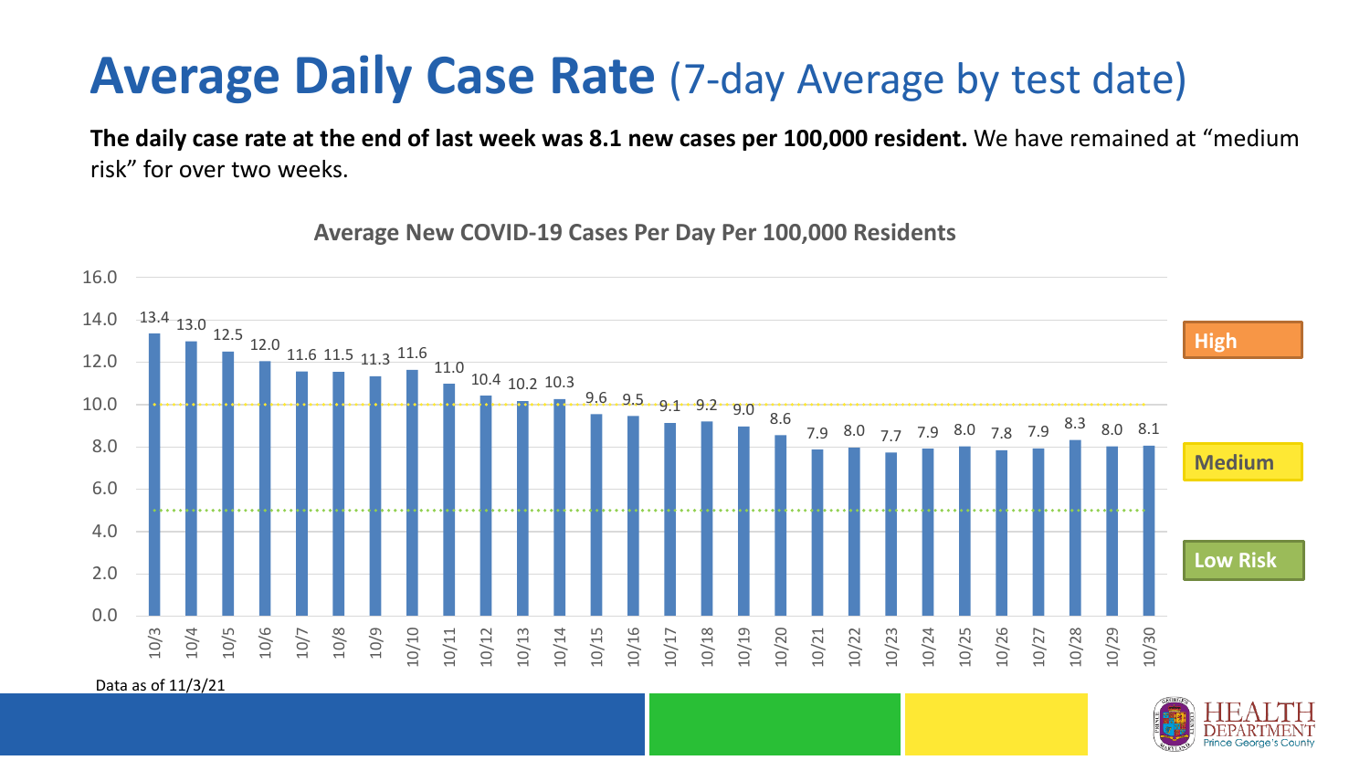# Average Daily Case Rate (7-day Average by test date)

**The daily case rate at the end of last week was 8.1 new cases per 100,000 resident.** We have remained at "medium risk" for over two weeks.

**Average New COVID-19 Cases Per Day Per 100,000 Residents**

| Date | Cases per 100,000 |
|---|---|
| 10/3 | 13.4 |
| 10/4 | 13.0 |
| 10/5 | 12.5 |
| 10/6 | 12.0 |
| 10/7 | 11.6 |
| 10/8 | 11.5 |
| 10/9 | 11.3 |
| 10/10 | 11.6 |
| 10/11 | 11.0 |
| 10/12 | 10.4 |
| 10/13 | 10.2 |
| 10/14 | 10.3 |
| 10/15 | 9.6 |
| 10/16 | 9.5 |
| 10/17 | 9.1 |
| 10/18 | 9.2 |
| 10/19 | 9.0 |
| 10/20 | 8.6 |
| 10/21 | 7.9 |
| 10/22 | 8.0 |
| 10/23 | 7.7 |
| 10/24 | 7.9 |
| 10/25 | 8.0 |
| 10/26 | 7.8 |
| 10/27 | 7.9 |
| 10/28 | 8.3 |
| 10/29 | 8.0 |
| 10/30 | 8.1 |

High

Medium

Low Risk

Data as of 11/3/21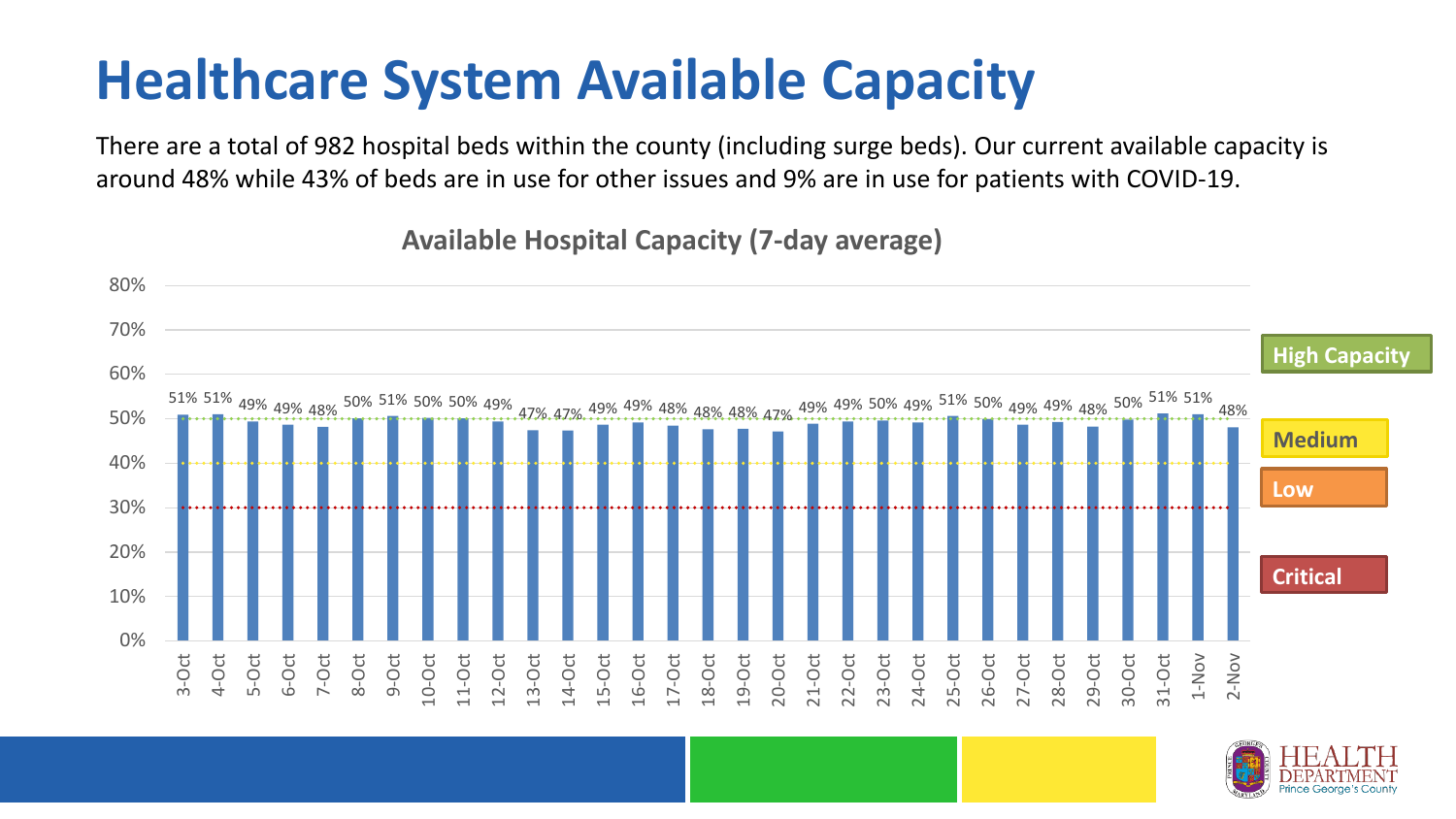# Healthcare System Available Capacity

There are a total of 982 hospital beds within the county (including surge beds). Our current available capacity is around 48% while 43% of beds are in use for other issues and 9% are in use for patients with COVID-19.

**Available Hospital Capacity (7-day average)**

80%
70%
60%
50%
40%
30%
20%
10%
0%

51% 51% 49% 49% 48% 50% 51% 50% 50% 49% 47% 47% 49% 49% 48% 48% 48% 47% 49% 49% 50% 49% 51% 50% 49% 49% 48% 50% 51% 51% 48%

3-Oct 4-Oct 5-Oct 6-Oct 7-Oct 8-Oct 9-Oct 10-Oct 11-Oct 12-Oct 13-Oct 14-Oct 15-Oct 16-Oct 17-Oct 18-Oct 19-Oct 20-Oct 21-Oct 22-Oct 23-Oct 24-Oct 25-Oct 26-Oct 27-Oct 28-Oct 29-Oct 30-Oct 31-Oct 1-Nov 2-Nov

High Capacity
Medium
Low
Critical